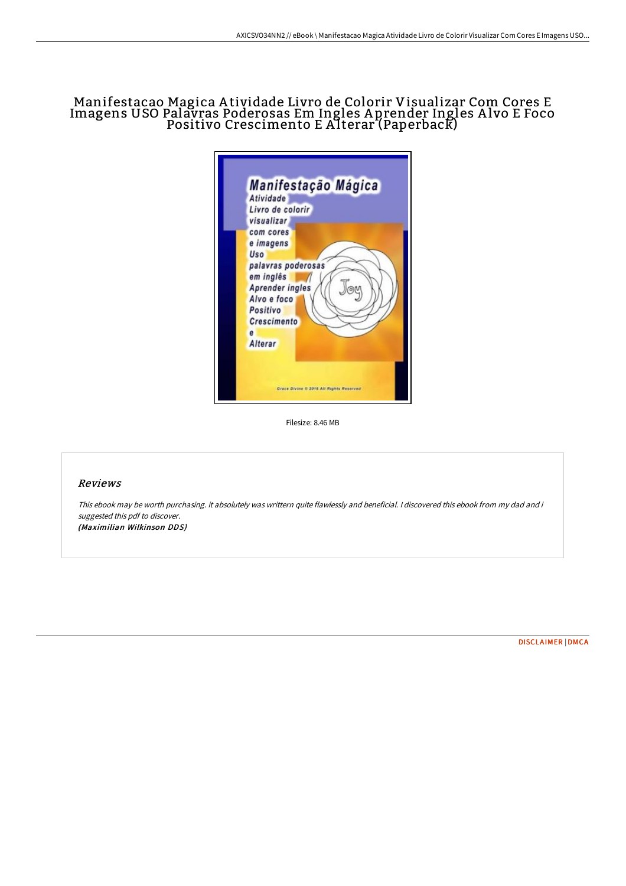# Manifestacao Magica Atividade Livro de Colorir Visualizar Com Cores E Imagens USO Palavras Poderosas Em Ingles Aprender Ingles Alvo E Foco Positivo Crescimento E Alterar (Paperback)

Filesize: 8.46 MB

## Reviews

*This ebook may be worth purchasing. it absolutely was writtern quite flawlessly and beneficial. I discovered this ebook from my dad and i suggested this pdf to discover.*
***(Maximilian Wilkinson DDS)***

DISCLAIMER | DMCA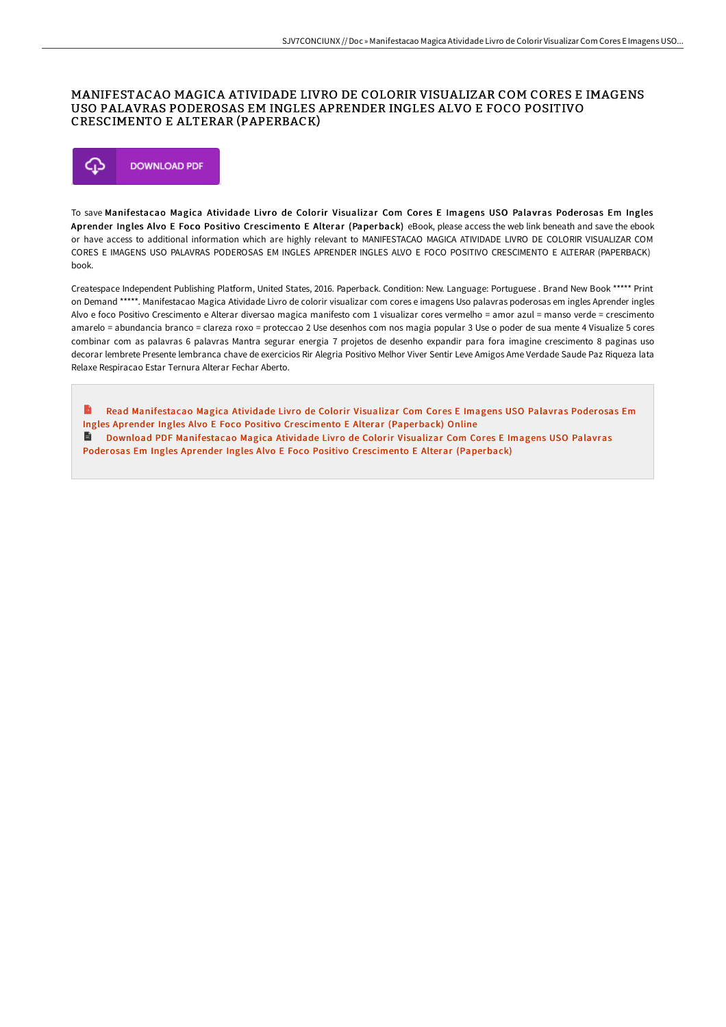# MANIFESTACAO MAGICA ATIVIDADE LIVRO DE COLORIR VISUALIZAR COM CORES E IMAGENS USO PALAVRAS PODEROSAS EM INGLES APRENDER INGLES ALVO E FOCO POSITIVO CRESCIMENTO E ALTERAR (PAPERBACK)

DOWNLOAD PDF

To save **Manifestacao Magica Atividade Livro de Colorir Visualizar Com Cores E Imagens USO Palavras Poderosas Em Ingles Aprender Ingles Alvo E Foco Positivo Crescimento E Alterar (Paperback)** eBook, please access the web link beneath and save the ebook or have access to additional information which are highly relevant to MANIFESTACAO MAGICA ATIVIDADE LIVRO DE COLORIR VISUALIZAR COM CORES E IMAGENS USO PALAVRAS PODEROSAS EM INGLES APRENDER INGLES ALVO E FOCO POSITIVO CRESCIMENTO E ALTERAR (PAPERBACK) book.

Createspace Independent Publishing Platform, United States, 2016. Paperback. Condition: New. Language: Portuguese . Brand New Book ***** Print on Demand *****. Manifestacao Magica Atividade Livro de colorir visualizar com cores e imagens Uso palavras poderosas em ingles Aprender ingles Alvo e foco Positivo Crescimento e Alterar diversao magica manifesto com 1 visualizar cores vermelho = amor azul = manso verde = crescimento amarelo = abundancia branco = clareza roxo = proteccao 2 Use desenhos com nos magia popular 3 Use o poder de sua mente 4 Visualize 5 cores combinar com as palavras 6 palavras Mantra segurar energia 7 projetos de desenho expandir para fora imagine crescimento 8 paginas uso decorar lembrete Presente lembranca chave de exercicios Rir Alegria Positivo Melhor Viver Sentir Leve Amigos Ame Verdade Saude Paz Riqueza lata Relaxe Respiracao Estar Ternura Alterar Fechar Aberto.

Read Manifestacao Magica Atividade Livro de Colorir Visualizar Com Cores E Imagens USO Palavras Poderosas Em Ingles Aprender Ingles Alvo E Foco Positivo Crescimento E Alterar (Paperback) Online

Download PDF Manifestacao Magica Atividade Livro de Colorir Visualizar Com Cores E Imagens USO Palavras Poderosas Em Ingles Aprender Ingles Alvo E Foco Positivo Crescimento E Alterar (Paperback)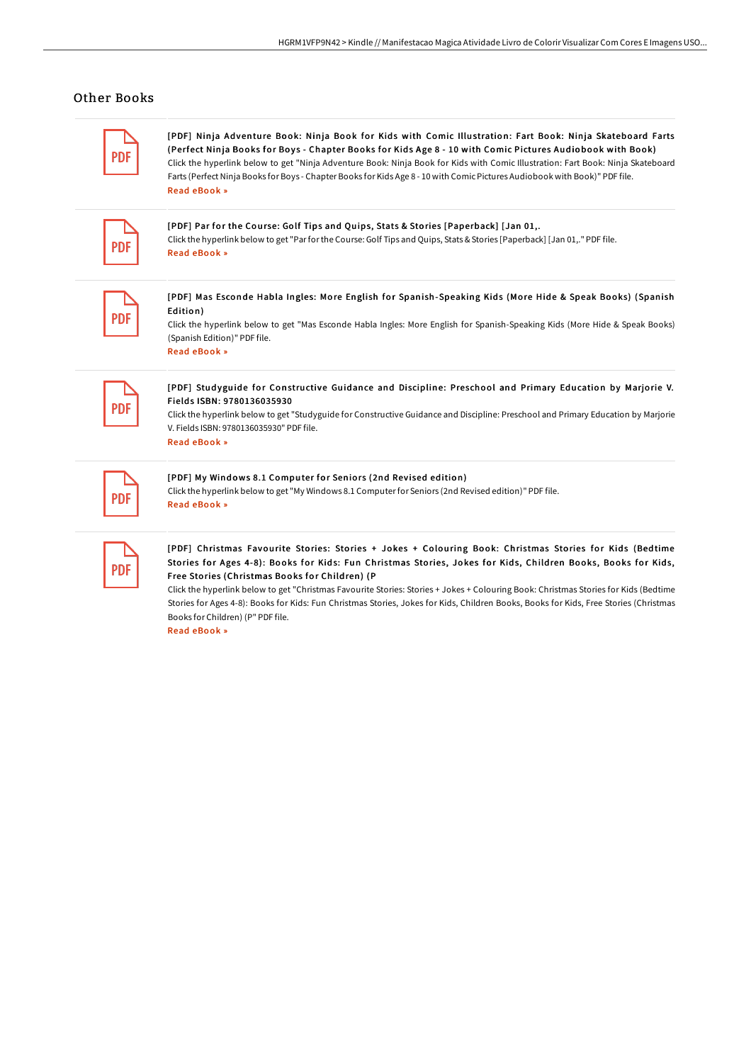## Other Books

**[PDF] Ninja Adventure Book: Ninja Book for Kids with Comic Illustration: Fart Book: Ninja Skateboard Farts (Perfect Ninja Books for Boys - Chapter Books for Kids Age 8 - 10 with Comic Pictures Audiobook with Book)**

Click the hyperlink below to get "Ninja Adventure Book: Ninja Book for Kids with Comic Illustration: Fart Book: Ninja Skateboard Farts (Perfect Ninja Books for Boys - Chapter Books for Kids Age 8 - 10 with Comic Pictures Audiobook with Book)" PDF file.

Read eBook »

**[PDF] Par for the Course: Golf Tips and Quips, Stats & Stories [Paperback] [Jan 01,.**

Click the hyperlink below to get "Par for the Course: Golf Tips and Quips, Stats & Stories [Paperback] [Jan 01,." PDF file.

Read eBook »

**[PDF] Mas Esconde Habla Ingles: More English for Spanish-Speaking Kids (More Hide & Speak Books) (Spanish Edition)**

Click the hyperlink below to get "Mas Esconde Habla Ingles: More English for Spanish-Speaking Kids (More Hide & Speak Books) (Spanish Edition)" PDF file.

Read eBook »

**[PDF] Studyguide for Constructive Guidance and Discipline: Preschool and Primary Education by Marjorie V. Fields ISBN: 9780136035930**

Click the hyperlink below to get "Studyguide for Constructive Guidance and Discipline: Preschool and Primary Education by Marjorie V. Fields ISBN: 9780136035930" PDF file.

Read eBook »

**[PDF] My Windows 8.1 Computer for Seniors (2nd Revised edition)**

Click the hyperlink below to get "My Windows 8.1 Computer for Seniors (2nd Revised edition)" PDF file.

Read eBook »

**[PDF] Christmas Favourite Stories: Stories + Jokes + Colouring Book: Christmas Stories for Kids (Bedtime Stories for Ages 4-8): Books for Kids: Fun Christmas Stories, Jokes for Kids, Children Books, Books for Kids, Free Stories (Christmas Books for Children) (P**

Click the hyperlink below to get "Christmas Favourite Stories: Stories + Jokes + Colouring Book: Christmas Stories for Kids (Bedtime Stories for Ages 4-8): Books for Kids: Fun Christmas Stories, Jokes for Kids, Children Books, Books for Kids, Free Stories (Christmas Books for Children) (P" PDF file.

Read eBook »